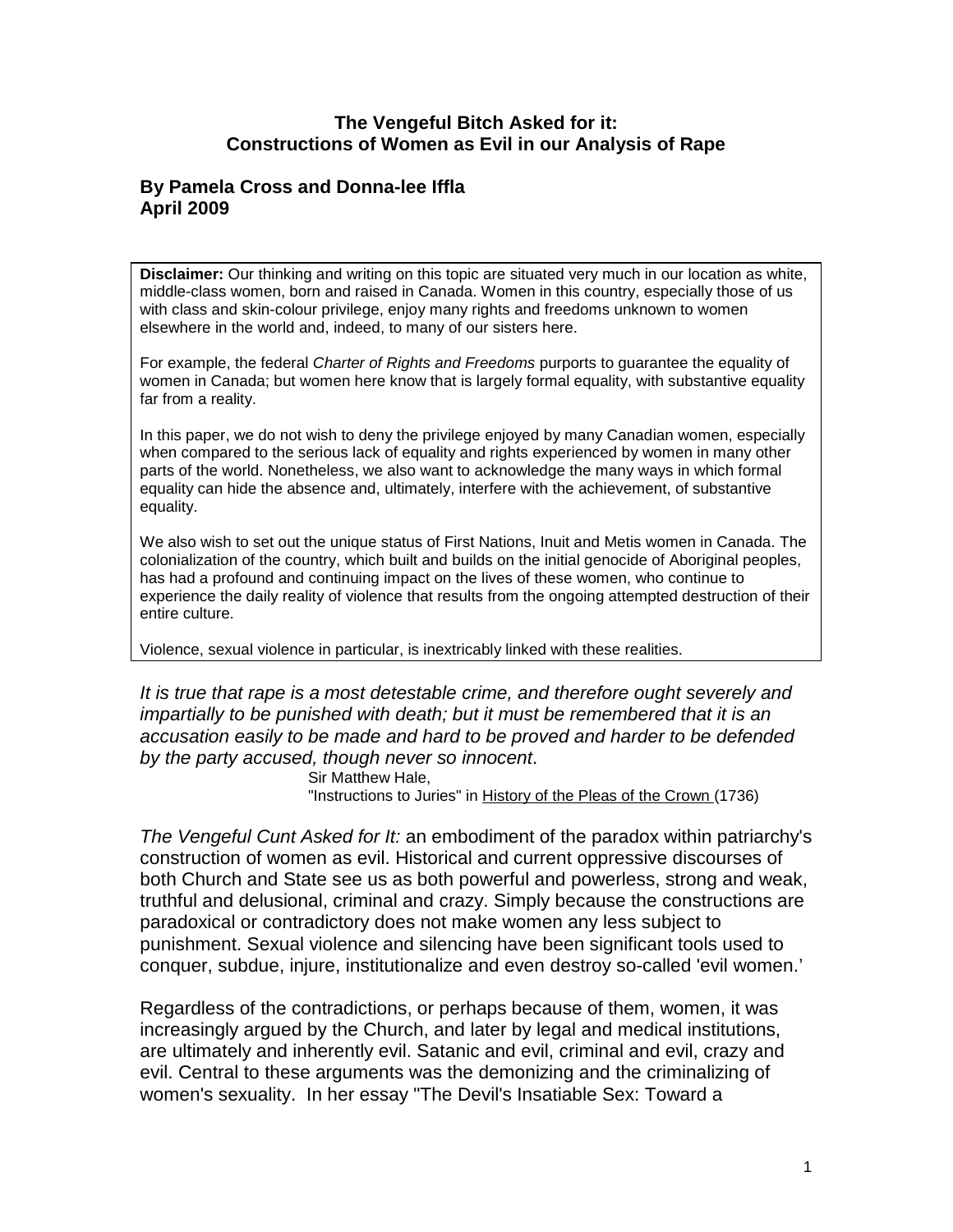**The Vengeful Bitch Asked for it:**
**Constructions of Women as Evil in our Analysis of Rape**

**By Pamela Cross and Donna-lee Iffla**
**April 2009**

> **Disclaimer:** Our thinking and writing on this topic are situated very much in our location as white, middle-class women, born and raised in Canada. Women in this country, especially those of us with class and skin-colour privilege, enjoy many rights and freedoms unknown to women elsewhere in the world and, indeed, to many of our sisters here.
>
> For example, the federal *Charter of Rights and Freedoms* purports to guarantee the equality of women in Canada; but women here know that is largely formal equality, with substantive equality far from a reality.
>
> In this paper, we do not wish to deny the privilege enjoyed by many Canadian women, especially when compared to the serious lack of equality and rights experienced by women in many other parts of the world. Nonetheless, we also want to acknowledge the many ways in which formal equality can hide the absence and, ultimately, interfere with the achievement, of substantive equality.
>
> We also wish to set out the unique status of First Nations, Inuit and Metis women in Canada. The colonialization of the country, which built and builds on the initial genocide of Aboriginal peoples, has had a profound and continuing impact on the lives of these women, who continue to experience the daily reality of violence that results from the ongoing attempted destruction of their entire culture.
>
> Violence, sexual violence in particular, is inextricably linked with these realities.

*It is true that rape is a most detestable crime, and therefore ought severely and impartially to be punished with death; but it must be remembered that it is an accusation easily to be made and hard to be proved and harder to be defended by the party accused, though never so innocent*.

Sir Matthew Hale,
"Instructions to Juries" in History of the Pleas of the Crown (1736)

*The Vengeful Cunt Asked for It:* an embodiment of the paradox within patriarchy's construction of women as evil. Historical and current oppressive discourses of both Church and State see us as both powerful and powerless, strong and weak, truthful and delusional, criminal and crazy. Simply because the constructions are paradoxical or contradictory does not make women any less subject to punishment. Sexual violence and silencing have been significant tools used to conquer, subdue, injure, institutionalize and even destroy so-called 'evil women.'

Regardless of the contradictions, or perhaps because of them, women, it was increasingly argued by the Church, and later by legal and medical institutions, are ultimately and inherently evil. Satanic and evil, criminal and evil, crazy and evil. Central to these arguments was the demonizing and the criminalizing of women's sexuality. In her essay "The Devil's Insatiable Sex: Toward a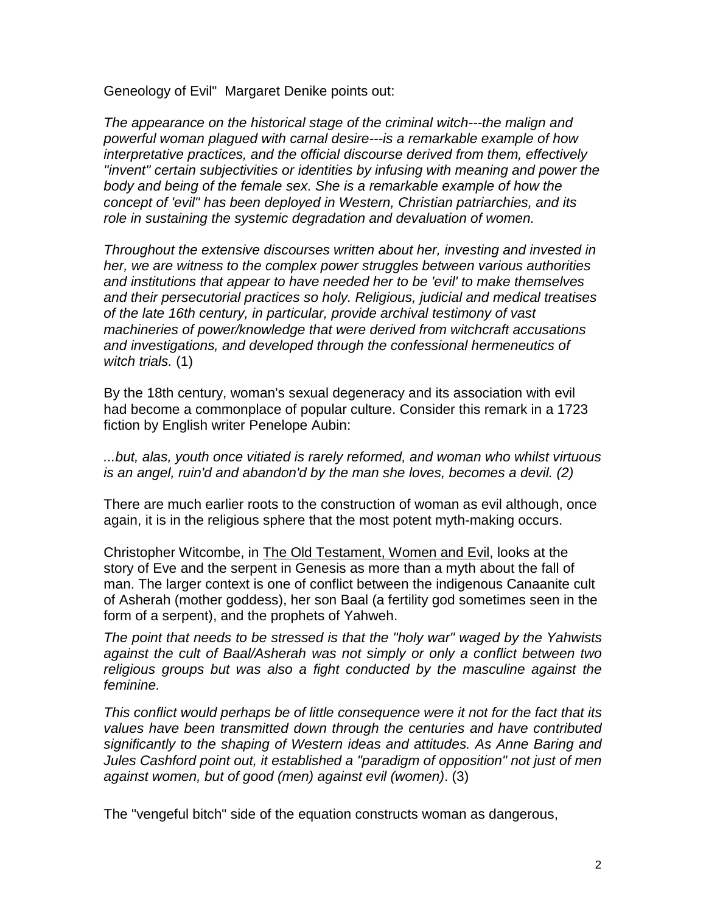Geneology of Evil"  Margaret Denike points out:

*The appearance on the historical stage of the criminal witch---the malign and powerful woman plagued with carnal desire---is a remarkable example of how interpretative practices, and the official discourse derived from them, effectively "invent" certain subjectivities or identities by infusing with meaning and power the body and being of the female sex. She is a remarkable example of how the concept of 'evil" has been deployed in Western, Christian patriarchies, and its role in sustaining the systemic degradation and devaluation of women.*

*Throughout the extensive discourses written about her, investing and invested in her, we are witness to the complex power struggles between various authorities and institutions that appear to have needed her to be 'evil' to make themselves and their persecutorial practices so holy. Religious, judicial and medical treatises of the late 16th century, in particular, provide archival testimony of vast machineries of power/knowledge that were derived from witchcraft accusations and investigations, and developed through the confessional hermeneutics of witch trials.* (1)

By the 18th century, woman's sexual degeneracy and its association with evil had become a commonplace of popular culture. Consider this remark in a 1723 fiction by English writer Penelope Aubin:

*...but, alas, youth once vitiated is rarely reformed, and woman who whilst virtuous is an angel, ruin'd and abandon'd by the man she loves, becomes a devil. (2)*

There are much earlier roots to the construction of woman as evil although, once again, it is in the religious sphere that the most potent myth-making occurs.

Christopher Witcombe, in The Old Testament, Women and Evil, looks at the story of Eve and the serpent in Genesis as more than a myth about the fall of man. The larger context is one of conflict between the indigenous Canaanite cult of Asherah (mother goddess), her son Baal (a fertility god sometimes seen in the form of a serpent), and the prophets of Yahweh.

*The point that needs to be stressed is that the "holy war" waged by the Yahwists against the cult of Baal/Asherah was not simply or only a conflict between two religious groups but was also a fight conducted by the masculine against the feminine.*

*This conflict would perhaps be of little consequence were it not for the fact that its values have been transmitted down through the centuries and have contributed significantly to the shaping of Western ideas and attitudes. As Anne Baring and Jules Cashford point out, it established a "paradigm of opposition" not just of men against women, but of good (men) against evil (women)*. (3)

The "vengeful bitch" side of the equation constructs woman as dangerous,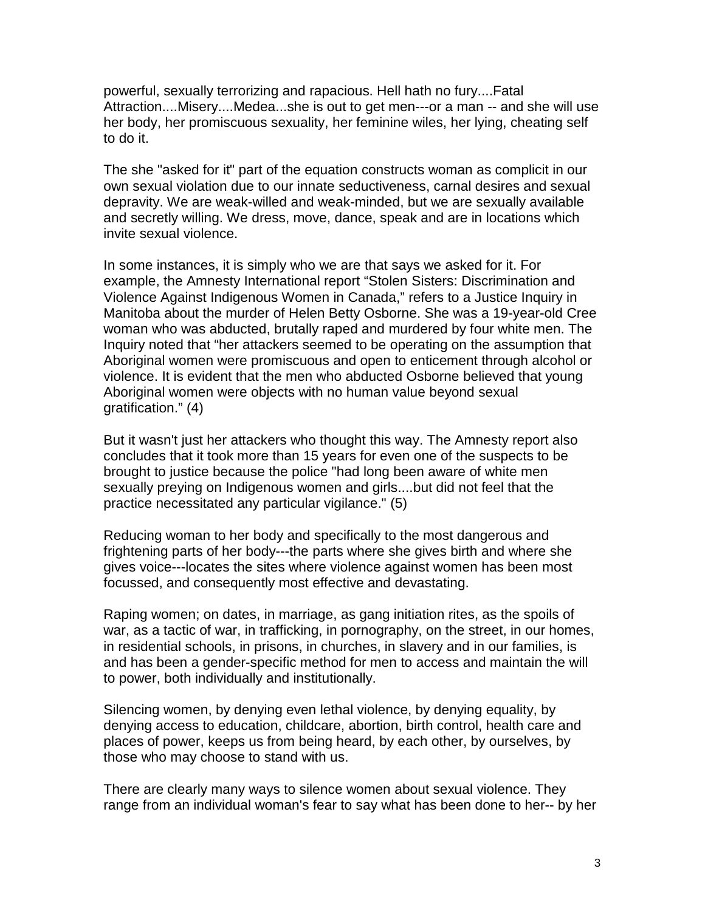powerful, sexually terrorizing and rapacious. Hell hath no fury....Fatal Attraction....Misery....Medea...she is out to get men---or a man -- and she will use her body, her promiscuous sexuality, her feminine wiles, her lying, cheating self to do it.

The she "asked for it" part of the equation constructs woman as complicit in our own sexual violation due to our innate seductiveness, carnal desires and sexual depravity. We are weak-willed and weak-minded, but we are sexually available and secretly willing. We dress, move, dance, speak and are in locations which invite sexual violence.

In some instances, it is simply who we are that says we asked for it. For example, the Amnesty International report "Stolen Sisters: Discrimination and Violence Against Indigenous Women in Canada," refers to a Justice Inquiry in Manitoba about the murder of Helen Betty Osborne. She was a 19-year-old Cree woman who was abducted, brutally raped and murdered by four white men. The Inquiry noted that "her attackers seemed to be operating on the assumption that Aboriginal women were promiscuous and open to enticement through alcohol or violence. It is evident that the men who abducted Osborne believed that young Aboriginal women were objects with no human value beyond sexual gratification." (4)

But it wasn't just her attackers who thought this way. The Amnesty report also concludes that it took more than 15 years for even one of the suspects to be brought to justice because the police "had long been aware of white men sexually preying on Indigenous women and girls....but did not feel that the practice necessitated any particular vigilance." (5)

Reducing woman to her body and specifically to the most dangerous and frightening parts of her body---the parts where she gives birth and where she gives voice---locates the sites where violence against women has been most focussed, and consequently most effective and devastating.

Raping women; on dates, in marriage, as gang initiation rites, as the spoils of war, as a tactic of war, in trafficking, in pornography, on the street, in our homes, in residential schools, in prisons, in churches, in slavery and in our families, is and has been a gender-specific method for men to access and maintain the will to power, both individually and institutionally.

Silencing women, by denying even lethal violence, by denying equality, by denying access to education, childcare, abortion, birth control, health care and places of power, keeps us from being heard, by each other, by ourselves, by those who may choose to stand with us.

There are clearly many ways to silence women about sexual violence. They range from an individual woman's fear to say what has been done to her-- by her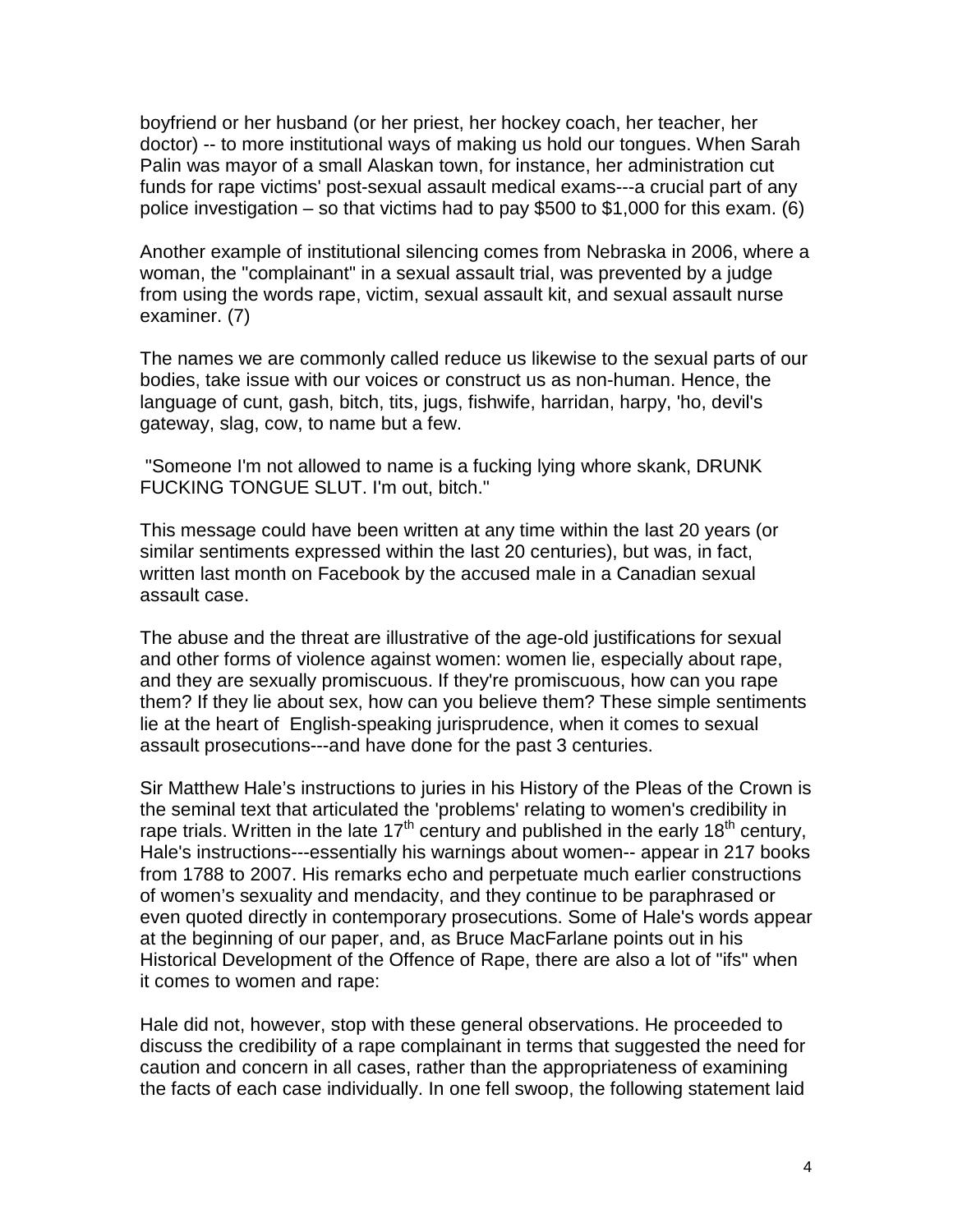boyfriend or her husband (or her priest, her hockey coach, her teacher, her doctor) -- to more institutional ways of making us hold our tongues. When Sarah Palin was mayor of a small Alaskan town, for instance, her administration cut funds for rape victims' post-sexual assault medical exams---a crucial part of any police investigation – so that victims had to pay $500 to $1,000 for this exam. (6)

Another example of institutional silencing comes from Nebraska in 2006, where a woman, the "complainant" in a sexual assault trial, was prevented by a judge from using the words rape, victim, sexual assault kit, and sexual assault nurse examiner. (7)

The names we are commonly called reduce us likewise to the sexual parts of our bodies, take issue with our voices or construct us as non-human. Hence, the language of cunt, gash, bitch, tits, jugs, fishwife, harridan, harpy, 'ho, devil's gateway, slag, cow, to name but a few.

"Someone I'm not allowed to name is a fucking lying whore skank, DRUNK FUCKING TONGUE SLUT. I'm out, bitch."

This message could have been written at any time within the last 20 years (or similar sentiments expressed within the last 20 centuries), but was, in fact, written last month on Facebook by the accused male in a Canadian sexual assault case.

The abuse and the threat are illustrative of the age-old justifications for sexual and other forms of violence against women: women lie, especially about rape, and they are sexually promiscuous. If they're promiscuous, how can you rape them? If they lie about sex, how can you believe them? These simple sentiments lie at the heart of English-speaking jurisprudence, when it comes to sexual assault prosecutions---and have done for the past 3 centuries.

Sir Matthew Hale's instructions to juries in his History of the Pleas of the Crown is the seminal text that articulated the 'problems' relating to women's credibility in rape trials. Written in the late 17th century and published in the early 18th century, Hale's instructions---essentially his warnings about women-- appear in 217 books from 1788 to 2007. His remarks echo and perpetuate much earlier constructions of women's sexuality and mendacity, and they continue to be paraphrased or even quoted directly in contemporary prosecutions. Some of Hale's words appear at the beginning of our paper, and, as Bruce MacFarlane points out in his Historical Development of the Offence of Rape, there are also a lot of "ifs" when it comes to women and rape:

Hale did not, however, stop with these general observations. He proceeded to discuss the credibility of a rape complainant in terms that suggested the need for caution and concern in all cases, rather than the appropriateness of examining the facts of each case individually. In one fell swoop, the following statement laid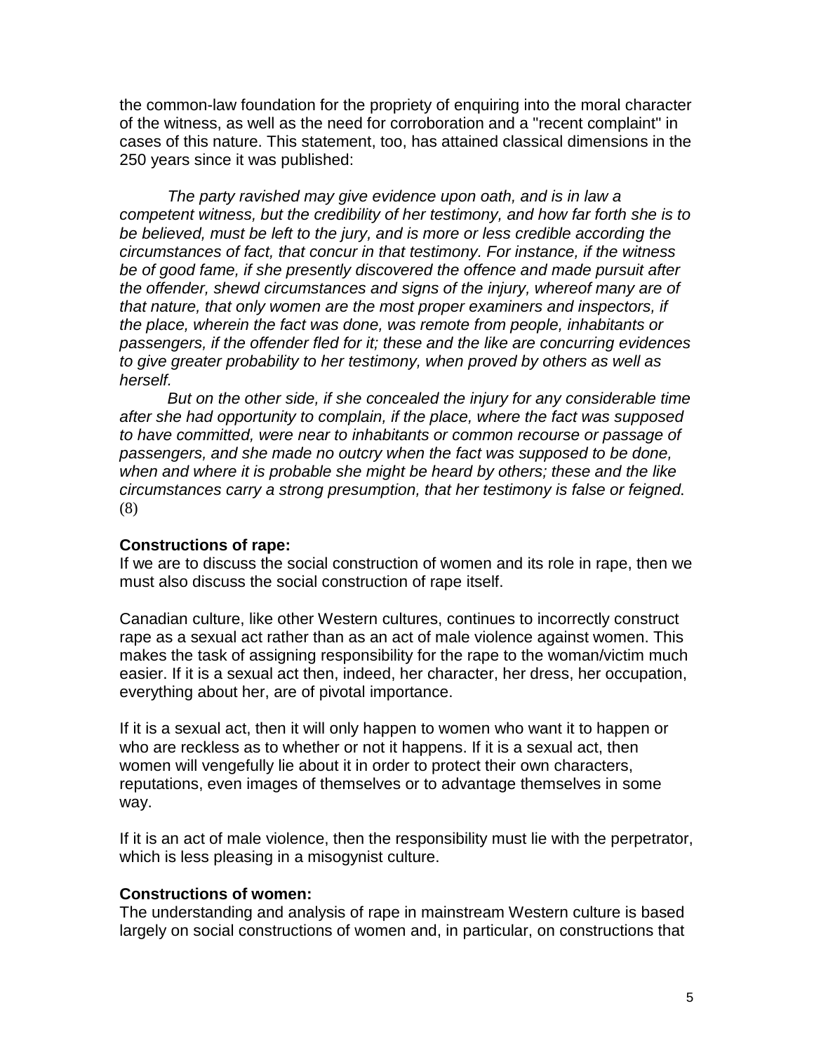the common-law foundation for the propriety of enquiring into the moral character of the witness, as well as the need for corroboration and a "recent complaint" in cases of this nature. This statement, too, has attained classical dimensions in the 250 years since it was published:

*The party ravished may give evidence upon oath, and is in law a competent witness, but the credibility of her testimony, and how far forth she is to be believed, must be left to the jury, and is more or less credible according the circumstances of fact, that concur in that testimony. For instance, if the witness be of good fame, if she presently discovered the offence and made pursuit after the offender, shewd circumstances and signs of the injury, whereof many are of that nature, that only women are the most proper examiners and inspectors, if the place, wherein the fact was done, was remote from people, inhabitants or passengers, if the offender fled for it; these and the like are concurring evidences to give greater probability to her testimony, when proved by others as well as herself.*

*But on the other side, if she concealed the injury for any considerable time after she had opportunity to complain, if the place, where the fact was supposed to have committed, were near to inhabitants or common recourse or passage of passengers, and she made no outcry when the fact was supposed to be done, when and where it is probable she might be heard by others; these and the like circumstances carry a strong presumption, that her testimony is false or feigned.* (8)

**Constructions of rape:**

If we are to discuss the social construction of women and its role in rape, then we must also discuss the social construction of rape itself.

Canadian culture, like other Western cultures, continues to incorrectly construct rape as a sexual act rather than as an act of male violence against women. This makes the task of assigning responsibility for the rape to the woman/victim much easier. If it is a sexual act then, indeed, her character, her dress, her occupation, everything about her, are of pivotal importance.

If it is a sexual act, then it will only happen to women who want it to happen or who are reckless as to whether or not it happens. If it is a sexual act, then women will vengefully lie about it in order to protect their own characters, reputations, even images of themselves or to advantage themselves in some way.

If it is an act of male violence, then the responsibility must lie with the perpetrator, which is less pleasing in a misogynist culture.

**Constructions of women:**

The understanding and analysis of rape in mainstream Western culture is based largely on social constructions of women and, in particular, on constructions that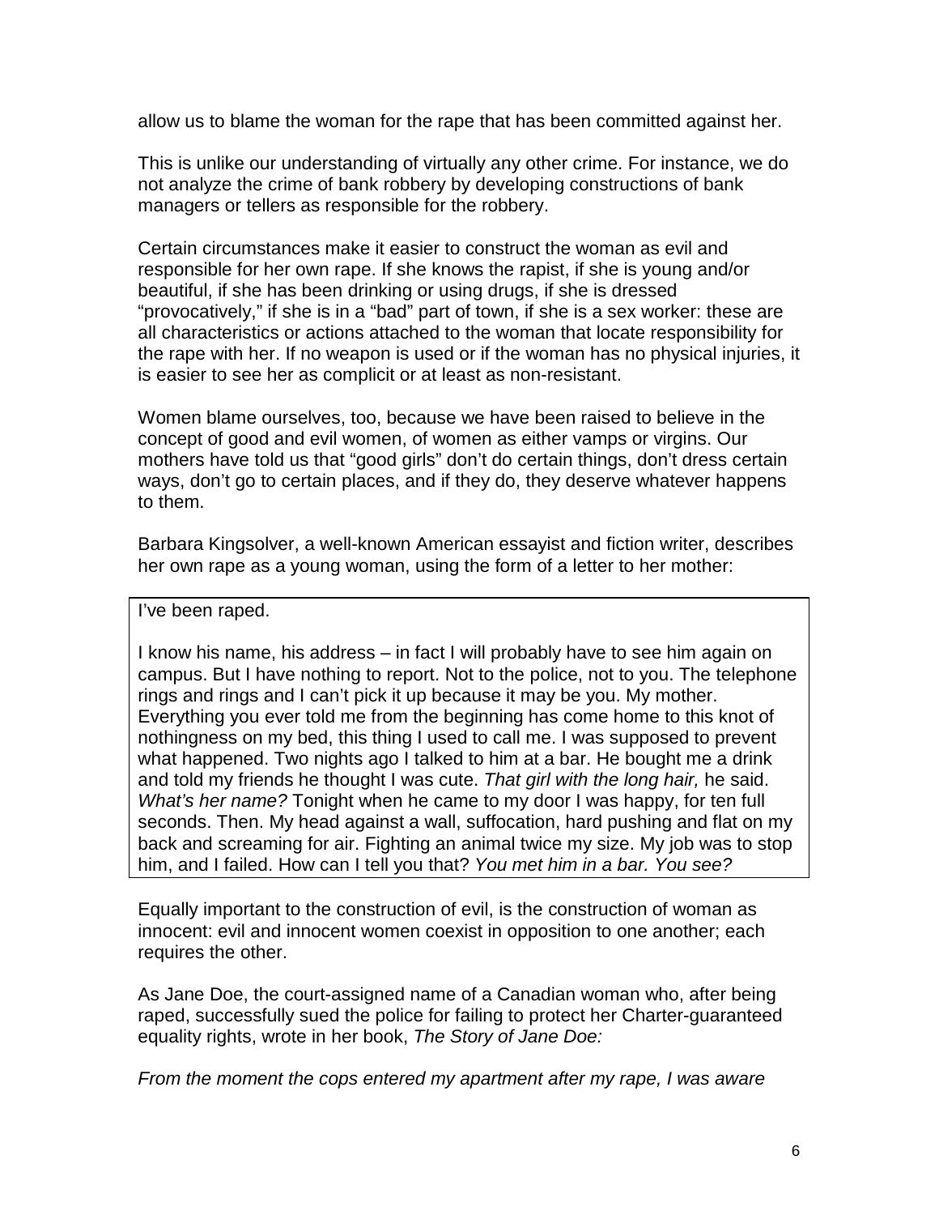allow us to blame the woman for the rape that has been committed against her.

This is unlike our understanding of virtually any other crime. For instance, we do not analyze the crime of bank robbery by developing constructions of bank managers or tellers as responsible for the robbery.

Certain circumstances make it easier to construct the woman as evil and responsible for her own rape. If she knows the rapist, if she is young and/or beautiful, if she has been drinking or using drugs, if she is dressed "provocatively," if she is in a "bad" part of town, if she is a sex worker: these are all characteristics or actions attached to the woman that locate responsibility for the rape with her. If no weapon is used or if the woman has no physical injuries, it is easier to see her as complicit or at least as non-resistant.

Women blame ourselves, too, because we have been raised to believe in the concept of good and evil women, of women as either vamps or virgins. Our mothers have told us that "good girls" don't do certain things, don't dress certain ways, don't go to certain places, and if they do, they deserve whatever happens to them.

Barbara Kingsolver, a well-known American essayist and fiction writer, describes her own rape as a young woman, using the form of a letter to her mother:

> I've been raped.
>
> I know his name, his address – in fact I will probably have to see him again on campus. But I have nothing to report. Not to the police, not to you. The telephone rings and rings and I can't pick it up because it may be you. My mother. Everything you ever told me from the beginning has come home to this knot of nothingness on my bed, this thing I used to call me. I was supposed to prevent what happened. Two nights ago I talked to him at a bar. He bought me a drink and told my friends he thought I was cute. *That girl with the long hair,* he said. *What's her name?* Tonight when he came to my door I was happy, for ten full seconds. Then. My head against a wall, suffocation, hard pushing and flat on my back and screaming for air. Fighting an animal twice my size. My job was to stop him, and I failed. How can I tell you that? *You met him in a bar. You see?*

Equally important to the construction of evil, is the construction of woman as innocent: evil and innocent women coexist in opposition to one another; each requires the other.

As Jane Doe, the court-assigned name of a Canadian woman who, after being raped, successfully sued the police for failing to protect her Charter-guaranteed equality rights, wrote in her book, *The Story of Jane Doe:*

*From the moment the cops entered my apartment after my rape, I was aware*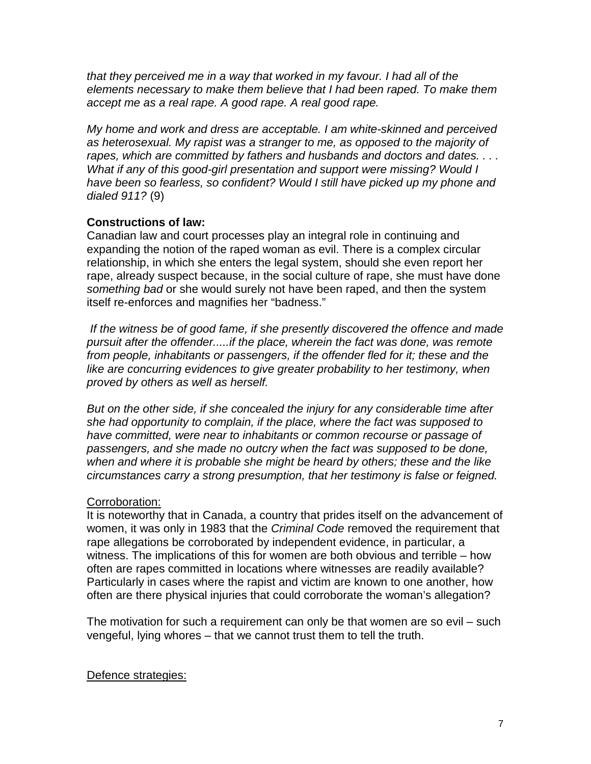*that they perceived me in a way that worked in my favour. I had all of the elements necessary to make them believe that I had been raped. To make them accept me as a real rape. A good rape. A real good rape.*

*My home and work and dress are acceptable. I am white-skinned and perceived as heterosexual. My rapist was a stranger to me, as opposed to the majority of rapes, which are committed by fathers and husbands and doctors and dates. . . . What if any of this good-girl presentation and support were missing? Would I have been so fearless, so confident? Would I still have picked up my phone and dialed 911?* (9)

**Constructions of law:**

Canadian law and court processes play an integral role in continuing and expanding the notion of the raped woman as evil. There is a complex circular relationship, in which she enters the legal system, should she even report her rape, already suspect because, in the social culture of rape, she must have done *something bad* or she would surely not have been raped, and then the system itself re-enforces and magnifies her "badness."

*If the witness be of good fame, if she presently discovered the offence and made pursuit after the offender.....if the place, wherein the fact was done, was remote from people, inhabitants or passengers, if the offender fled for it; these and the like are concurring evidences to give greater probability to her testimony, when proved by others as well as herself.*

*But on the other side, if she concealed the injury for any considerable time after she had opportunity to complain, if the place, where the fact was supposed to have committed, were near to inhabitants or common recourse or passage of passengers, and she made no outcry when the fact was supposed to be done, when and where it is probable she might be heard by others; these and the like circumstances carry a strong presumption, that her testimony is false or feigned.*

Corroboration:

It is noteworthy that in Canada, a country that prides itself on the advancement of women, it was only in 1983 that the *Criminal Code* removed the requirement that rape allegations be corroborated by independent evidence, in particular, a witness. The implications of this for women are both obvious and terrible – how often are rapes committed in locations where witnesses are readily available? Particularly in cases where the rapist and victim are known to one another, how often are there physical injuries that could corroborate the woman's allegation?

The motivation for such a requirement can only be that women are so evil – such vengeful, lying whores – that we cannot trust them to tell the truth.

Defence strategies: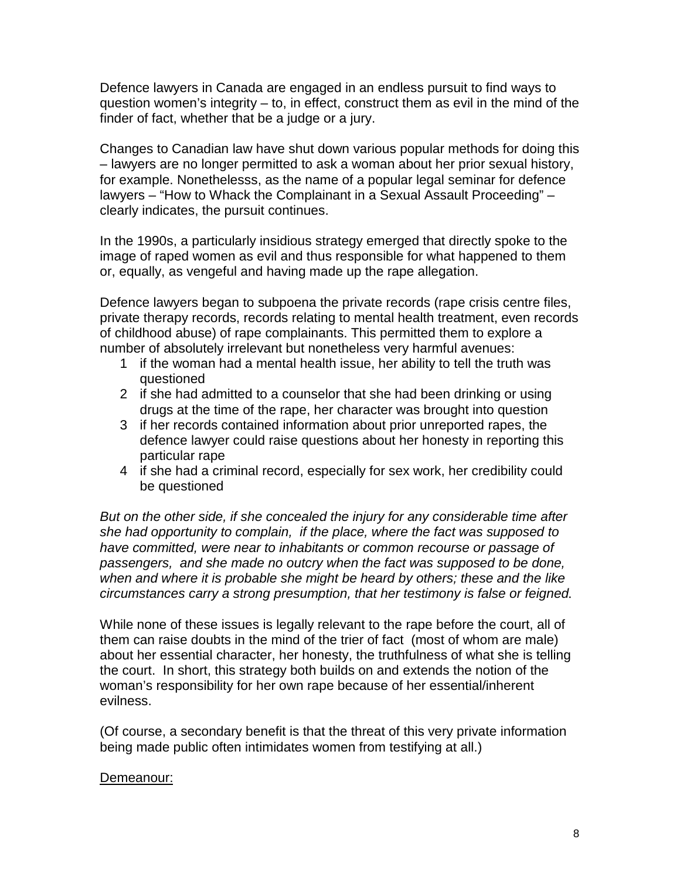Defence lawyers in Canada are engaged in an endless pursuit to find ways to question women's integrity – to, in effect, construct them as evil in the mind of the finder of fact, whether that be a judge or a jury.

Changes to Canadian law have shut down various popular methods for doing this – lawyers are no longer permitted to ask a woman about her prior sexual history, for example. Nonethelesss, as the name of a popular legal seminar for defence lawyers – "How to Whack the Complainant in a Sexual Assault Proceeding" – clearly indicates, the pursuit continues.

In the 1990s, a particularly insidious strategy emerged that directly spoke to the image of raped women as evil and thus responsible for what happened to them or, equally, as vengeful and having made up the rape allegation.

Defence lawyers began to subpoena the private records (rape crisis centre files, private therapy records, records relating to mental health treatment, even records of childhood abuse) of rape complainants. This permitted them to explore a number of absolutely irrelevant but nonetheless very harmful avenues:

1. if the woman had a mental health issue, her ability to tell the truth was questioned
2. if she had admitted to a counselor that she had been drinking or using drugs at the time of the rape, her character was brought into question
3. if her records contained information about prior unreported rapes, the defence lawyer could raise questions about her honesty in reporting this particular rape
4. if she had a criminal record, especially for sex work, her credibility could be questioned

*But on the other side, if she concealed the injury for any considerable time after she had opportunity to complain, if the place, where the fact was supposed to have committed, were near to inhabitants or common recourse or passage of passengers, and she made no outcry when the fact was supposed to be done, when and where it is probable she might be heard by others; these and the like circumstances carry a strong presumption, that her testimony is false or feigned.*

While none of these issues is legally relevant to the rape before the court, all of them can raise doubts in the mind of the trier of fact (most of whom are male) about her essential character, her honesty, the truthfulness of what she is telling the court. In short, this strategy both builds on and extends the notion of the woman's responsibility for her own rape because of her essential/inherent evilness.

(Of course, a secondary benefit is that the threat of this very private information being made public often intimidates women from testifying at all.)

<u>Demeanour:</u>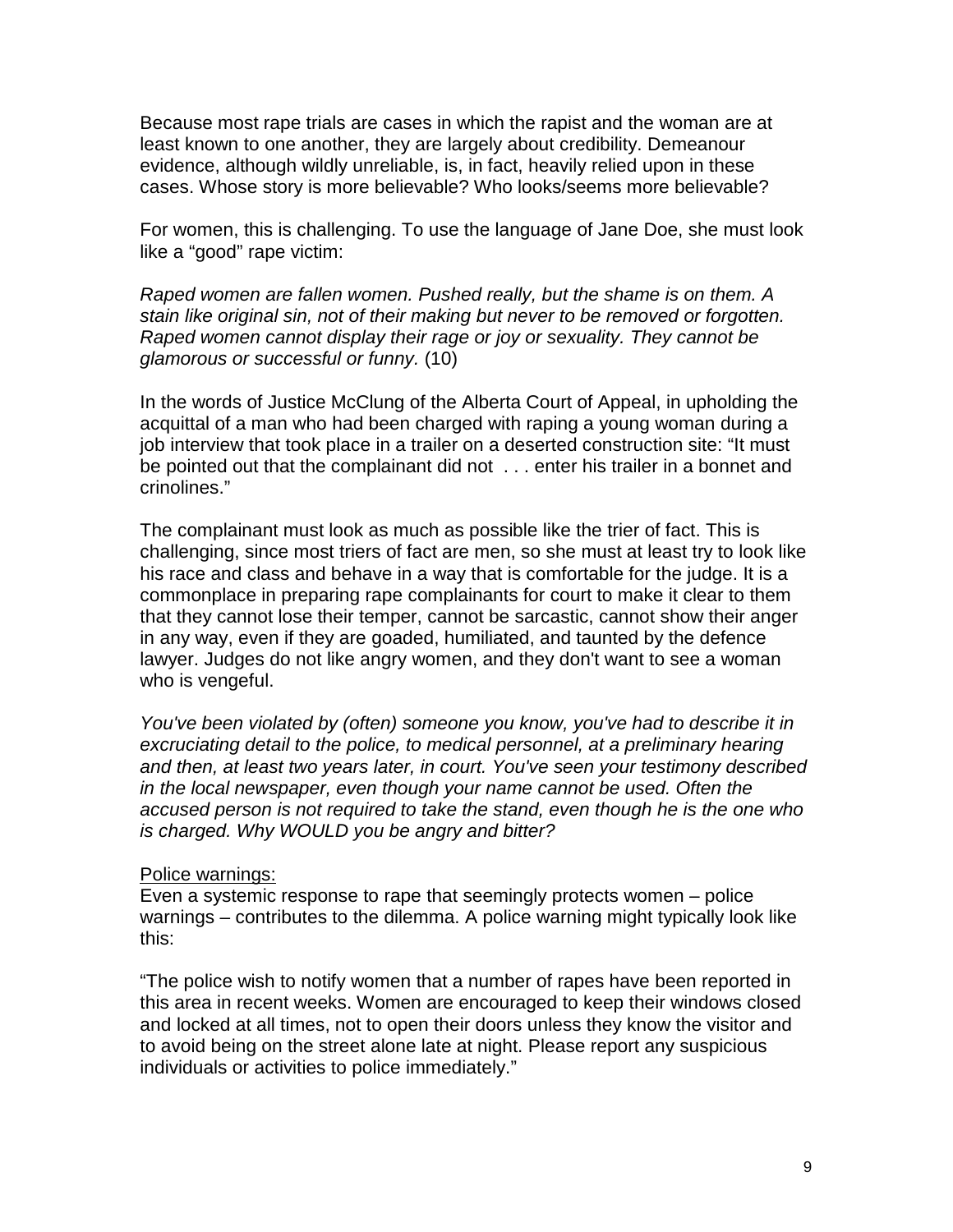Because most rape trials are cases in which the rapist and the woman are at least known to one another, they are largely about credibility. Demeanour evidence, although wildly unreliable, is, in fact, heavily relied upon in these cases. Whose story is more believable? Who looks/seems more believable?

For women, this is challenging. To use the language of Jane Doe, she must look like a "good" rape victim:

*Raped women are fallen women. Pushed really, but the shame is on them. A stain like original sin, not of their making but never to be removed or forgotten. Raped women cannot display their rage or joy or sexuality. They cannot be glamorous or successful or funny.* (10)

In the words of Justice McClung of the Alberta Court of Appeal, in upholding the acquittal of a man who had been charged with raping a young woman during a job interview that took place in a trailer on a deserted construction site: "It must be pointed out that the complainant did not . . . enter his trailer in a bonnet and crinolines."

The complainant must look as much as possible like the trier of fact. This is challenging, since most triers of fact are men, so she must at least try to look like his race and class and behave in a way that is comfortable for the judge. It is a commonplace in preparing rape complainants for court to make it clear to them that they cannot lose their temper, cannot be sarcastic, cannot show their anger in any way, even if they are goaded, humiliated, and taunted by the defence lawyer. Judges do not like angry women, and they don't want to see a woman who is vengeful.

*You've been violated by (often) someone you know, you've had to describe it in excruciating detail to the police, to medical personnel, at a preliminary hearing and then, at least two years later, in court. You've seen your testimony described in the local newspaper, even though your name cannot be used. Often the accused person is not required to take the stand, even though he is the one who is charged. Why WOULD you be angry and bitter?*

<u>Police warnings:</u>
Even a systemic response to rape that seemingly protects women – police warnings – contributes to the dilemma. A police warning might typically look like this:

"The police wish to notify women that a number of rapes have been reported in this area in recent weeks. Women are encouraged to keep their windows closed and locked at all times, not to open their doors unless they know the visitor and to avoid being on the street alone late at night. Please report any suspicious individuals or activities to police immediately."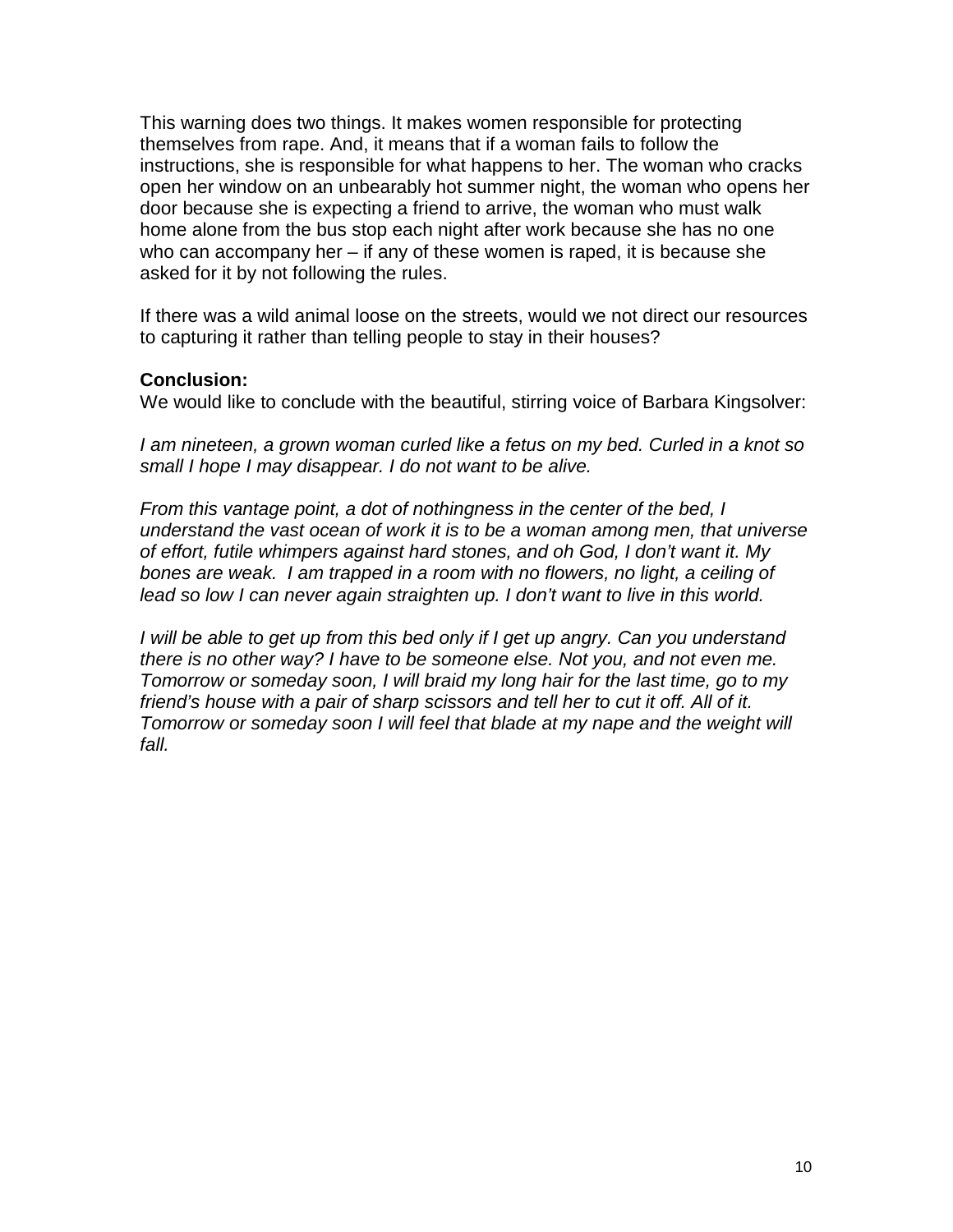This warning does two things. It makes women responsible for protecting themselves from rape. And, it means that if a woman fails to follow the instructions, she is responsible for what happens to her. The woman who cracks open her window on an unbearably hot summer night, the woman who opens her door because she is expecting a friend to arrive, the woman who must walk home alone from the bus stop each night after work because she has no one who can accompany her – if any of these women is raped, it is because she asked for it by not following the rules.

If there was a wild animal loose on the streets, would we not direct our resources to capturing it rather than telling people to stay in their houses?

**Conclusion:**

We would like to conclude with the beautiful, stirring voice of Barbara Kingsolver:

*I am nineteen, a grown woman curled like a fetus on my bed. Curled in a knot so small I hope I may disappear. I do not want to be alive.*

*From this vantage point, a dot of nothingness in the center of the bed, I understand the vast ocean of work it is to be a woman among men, that universe of effort, futile whimpers against hard stones, and oh God, I don't want it. My bones are weak. I am trapped in a room with no flowers, no light, a ceiling of lead so low I can never again straighten up. I don't want to live in this world.*

*I will be able to get up from this bed only if I get up angry. Can you understand there is no other way? I have to be someone else. Not you, and not even me. Tomorrow or someday soon, I will braid my long hair for the last time, go to my friend's house with a pair of sharp scissors and tell her to cut it off. All of it. Tomorrow or someday soon I will feel that blade at my nape and the weight will fall.*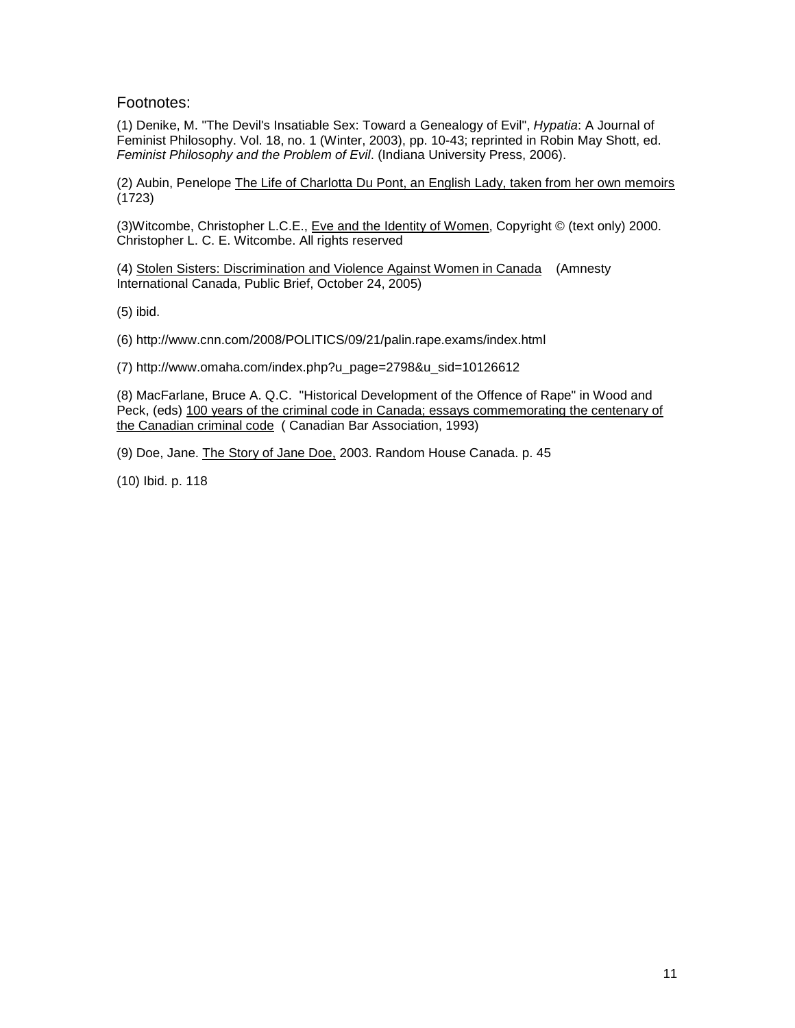Footnotes:

(1) Denike, M. "The Devil's Insatiable Sex: Toward a Genealogy of Evil", *Hypatia*: A Journal of Feminist Philosophy. Vol. 18, no. 1 (Winter, 2003), pp. 10-43; reprinted in Robin May Shott, ed. *Feminist Philosophy and the Problem of Evil*. (Indiana University Press, 2006).

(2) Aubin, Penelope The Life of Charlotta Du Pont, an English Lady, taken from her own memoirs (1723)

(3)Witcombe, Christopher L.C.E., Eve and the Identity of Women, Copyright © (text only) 2000. Christopher L. C. E. Witcombe. All rights reserved

(4) Stolen Sisters: Discrimination and Violence Against Women in Canada (Amnesty International Canada, Public Brief, October 24, 2005)

(5) ibid.

(6) http://www.cnn.com/2008/POLITICS/09/21/palin.rape.exams/index.html

(7) http://www.omaha.com/index.php?u_page=2798&u_sid=10126612

(8) MacFarlane, Bruce A. Q.C. "Historical Development of the Offence of Rape" in Wood and Peck, (eds) 100 years of the criminal code in Canada; essays commemorating the centenary of the Canadian criminal code ( Canadian Bar Association, 1993)

(9) Doe, Jane. The Story of Jane Doe, 2003. Random House Canada. p. 45

(10) Ibid. p. 118